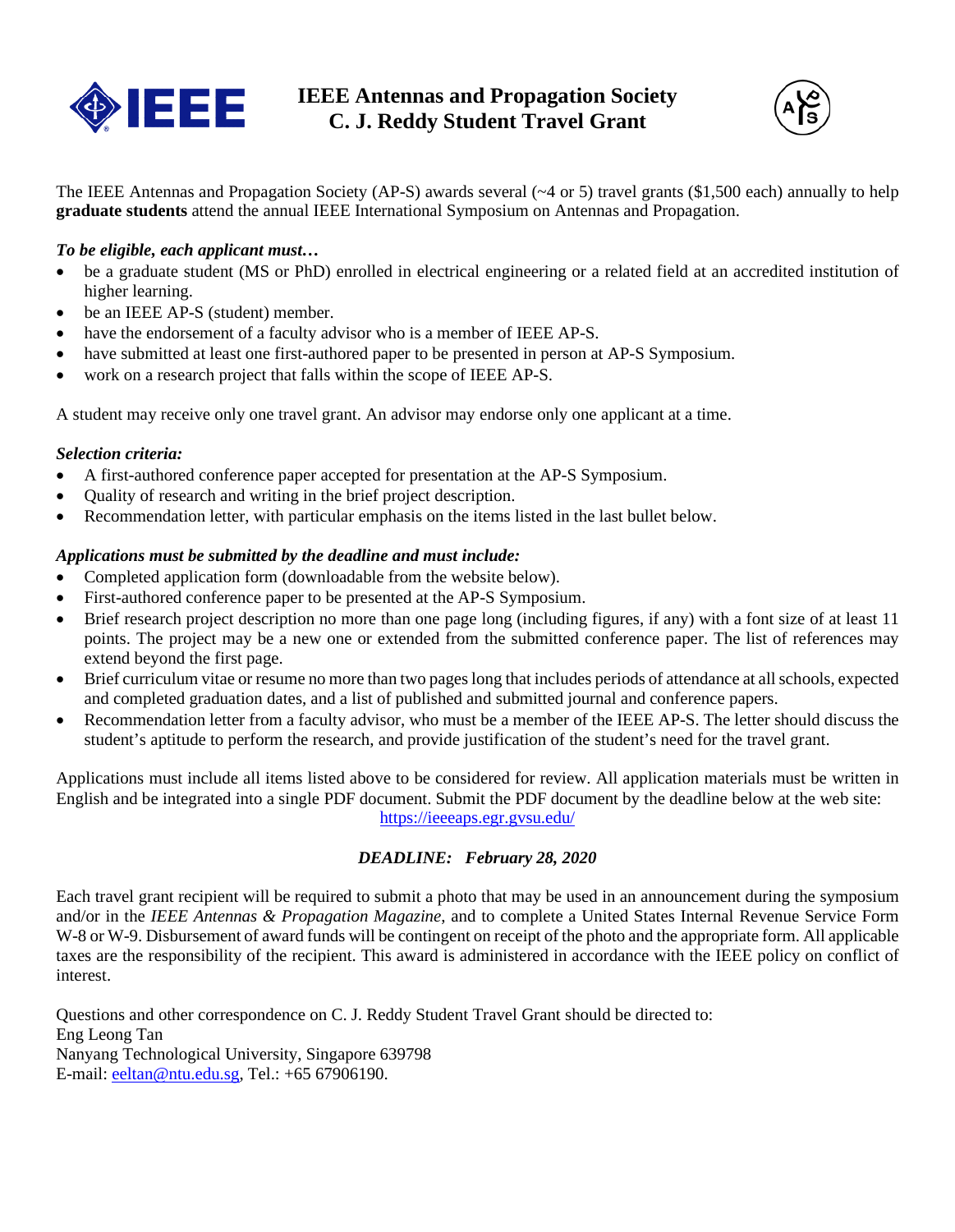# IEEE Antennas and Propagation Society
# C. J. Reddy Student Travel Grant

The IEEE Antennas and Propagation Society (AP-S) awards several (~4 or 5) travel grants ($1,500 each) annually to help **graduate students** attend the annual IEEE International Symposium on Antennas and Propagation.

***To be eligible, each applicant must…***

- be a graduate student (MS or PhD) enrolled in electrical engineering or a related field at an accredited institution of higher learning.
- be an IEEE AP-S (student) member.
- have the endorsement of a faculty advisor who is a member of IEEE AP-S.
- have submitted at least one first-authored paper to be presented in person at AP-S Symposium.
- work on a research project that falls within the scope of IEEE AP-S.

A student may receive only one travel grant. An advisor may endorse only one applicant at a time.

***Selection criteria:***

- A first-authored conference paper accepted for presentation at the AP-S Symposium.
- Quality of research and writing in the brief project description.
- Recommendation letter, with particular emphasis on the items listed in the last bullet below.

***Applications must be submitted by the deadline and must include:***

- Completed application form (downloadable from the website below).
- First-authored conference paper to be presented at the AP-S Symposium.
- Brief research project description no more than one page long (including figures, if any) with a font size of at least 11 points. The project may be a new one or extended from the submitted conference paper. The list of references may extend beyond the first page.
- Brief curriculum vitae or resume no more than two pages long that includes periods of attendance at all schools, expected and completed graduation dates, and a list of published and submitted journal and conference papers.
- Recommendation letter from a faculty advisor, who must be a member of the IEEE AP-S. The letter should discuss the student's aptitude to perform the research, and provide justification of the student's need for the travel grant.

Applications must include all items listed above to be considered for review. All application materials must be written in English and be integrated into a single PDF document. Submit the PDF document by the deadline below at the web site: https://ieeeaps.egr.gvsu.edu/

***DEADLINE: February 28, 2020***

Each travel grant recipient will be required to submit a photo that may be used in an announcement during the symposium and/or in the *IEEE Antennas & Propagation Magazine*, and to complete a United States Internal Revenue Service Form W-8 or W-9. Disbursement of award funds will be contingent on receipt of the photo and the appropriate form. All applicable taxes are the responsibility of the recipient. This award is administered in accordance with the IEEE policy on conflict of interest.

Questions and other correspondence on C. J. Reddy Student Travel Grant should be directed to:
Eng Leong Tan
Nanyang Technological University, Singapore 639798
E-mail: eeltan@ntu.edu.sg, Tel.: +65 67906190.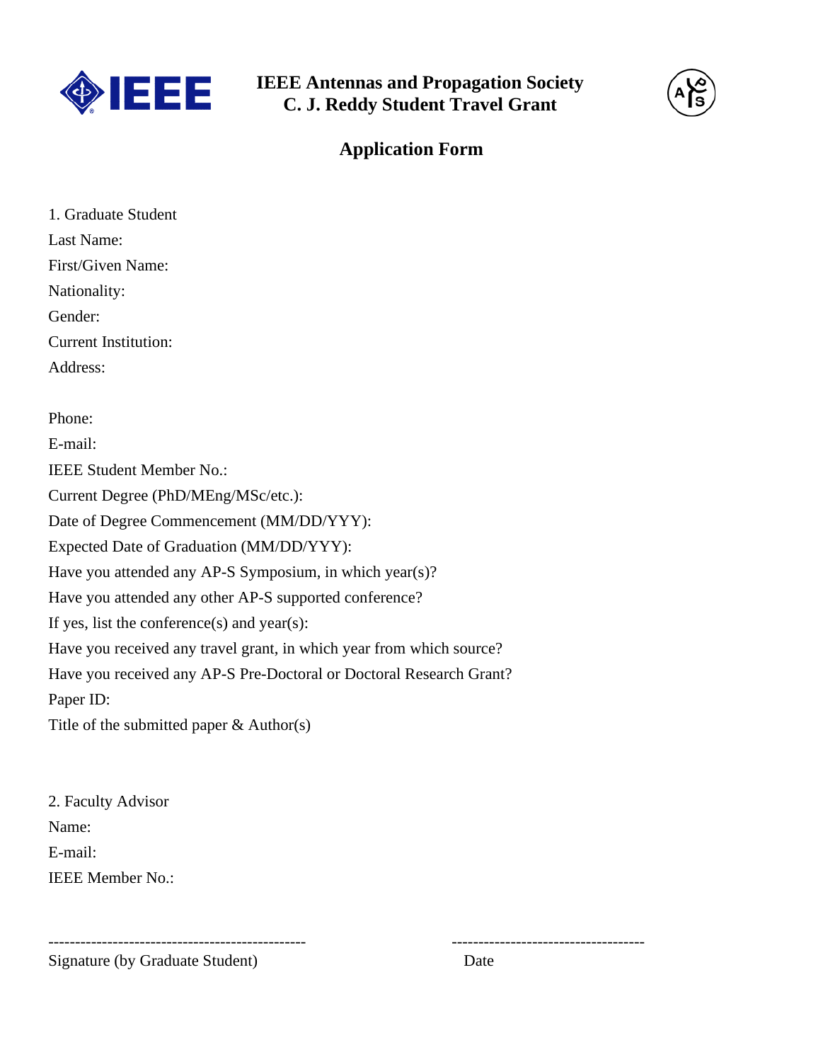# IEEE Antennas and Propagation Society
# C. J. Reddy Student Travel Grant

## Application Form

1. Graduate Student

Last Name:

First/Given Name:

Nationality:

Gender:

Current Institution:

Address:

Phone:

E-mail:

IEEE Student Member No.:

Current Degree (PhD/MEng/MSc/etc.):

Date of Degree Commencement (MM/DD/YYY):

Expected Date of Graduation (MM/DD/YYY):

Have you attended any AP-S Symposium, in which year(s)?

Have you attended any other AP-S supported conference?

If yes, list the conference(s) and year(s):

Have you received any travel grant, in which year from which source?

Have you received any AP-S Pre-Doctoral or Doctoral Research Grant?

Paper ID:

Title of the submitted paper & Author(s)

2. Faculty Advisor

Name:

E-mail:

IEEE Member No.:

------------------------------------------------ ------------------------------------

Signature (by Graduate Student) Date